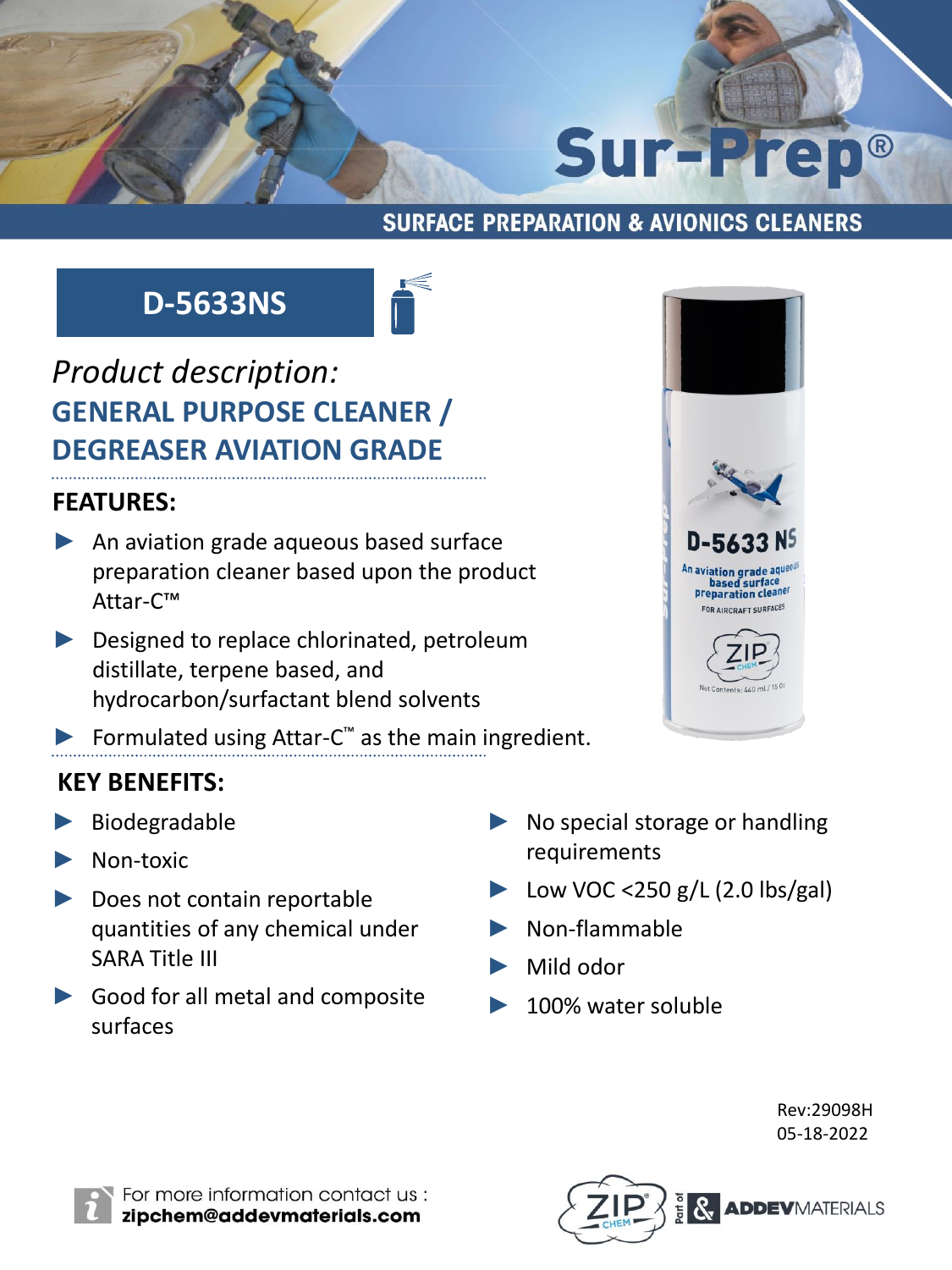# Sur-Prep®

## SURFACE PREPARATION & AVIONICS CLEANERS

## D-5633NS

*Product description:*

## GENERAL PURPOSE CLEANER / DEGREASER AVIATION GRADE

### FEATURES:

- An aviation grade aqueous based surface preparation cleaner based upon the product Attar-C™
- Designed to replace chlorinated, petroleum distillate, terpene based, and hydrocarbon/surfactant blend solvents
- Formulated using Attar-C™ as the main ingredient.

### KEY BENEFITS:

- Biodegradable
- Non-toxic
- Does not contain reportable quantities of any chemical under SARA Title III
- Good for all metal and composite surfaces
- No special storage or handling requirements
- Low VOC <250 g/L (2.0 lbs/gal)
- Non-flammable
- Mild odor
- 100% water soluble

Rev:29098H
05-18-2022

For more information contact us :
**zipchem@addevmaterials.com**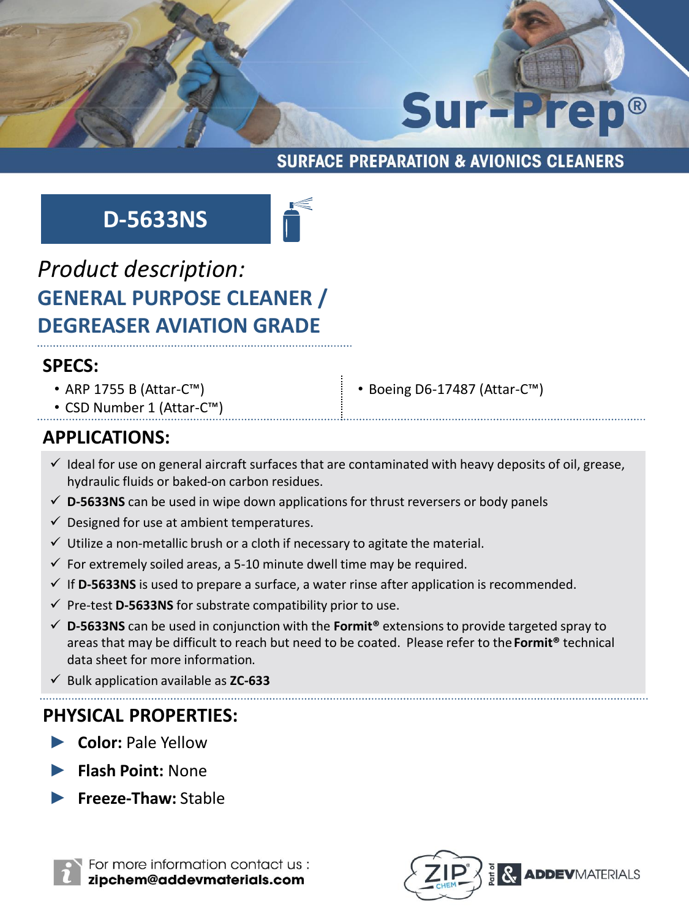# Sur-Prep®

## SURFACE PREPARATION & AVIONICS CLEANERS

## D-5633NS

*Product description:*

## GENERAL PURPOSE CLEANER / DEGREASER AVIATION GRADE

## SPECS:

- ARP 1755 B (Attar-C™)
- CSD Number 1 (Attar-C™)
- Boeing D6-17487 (Attar-C™)

## APPLICATIONS:

- ✓ Ideal for use on general aircraft surfaces that are contaminated with heavy deposits of oil, grease, hydraulic fluids or baked-on carbon residues.
- ✓ **D-5633NS** can be used in wipe down applications for thrust reversers or body panels
- ✓ Designed for use at ambient temperatures.
- ✓ Utilize a non-metallic brush or a cloth if necessary to agitate the material.
- ✓ For extremely soiled areas, a 5-10 minute dwell time may be required.
- ✓ If **D-5633NS** is used to prepare a surface, a water rinse after application is recommended.
- ✓ Pre-test **D-5633NS** for substrate compatibility prior to use.
- ✓ **D-5633NS** can be used in conjunction with the **Formit®** extensions to provide targeted spray to areas that may be difficult to reach but need to be coated. Please refer to the **Formit®** technical data sheet for more information.
- ✓ Bulk application available as **ZC-633**

## PHYSICAL PROPERTIES:

- **Color:** Pale Yellow
- **Flash Point:** None
- **Freeze-Thaw:** Stable

For more information contact us :
**zipchem@addevmaterials.com**

ZIP CHEM Part of & ADDEV MATERIALS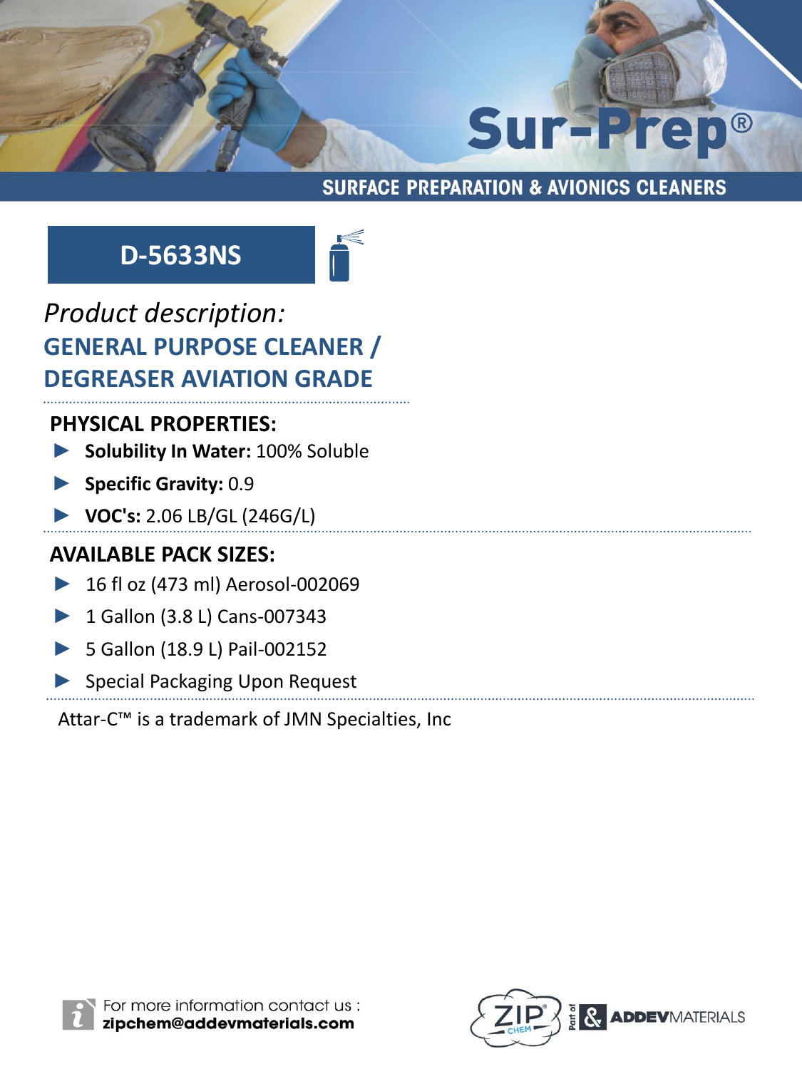# Sur-Prep®

SURFACE PREPARATION & AVIONICS CLEANERS

## D-5633NS

*Product description:*

**GENERAL PURPOSE CLEANER / DEGREASER AVIATION GRADE**

### PHYSICAL PROPERTIES:

- **Solubility In Water:** 100% Soluble
- **Specific Gravity:** 0.9
- **VOC's:** 2.06 LB/GL (246G/L)

### AVAILABLE PACK SIZES:

- 16 fl oz (473 ml) Aerosol-002069
- 1 Gallon (3.8 L) Cans-007343
- 5 Gallon (18.9 L) Pail-002152
- Special Packaging Upon Request

Attar-C™ is a trademark of JMN Specialties, Inc

For more information contact us :
**zipchem@addevmaterials.com**

ZIP CHEM Part of & ADDEV MATERIALS